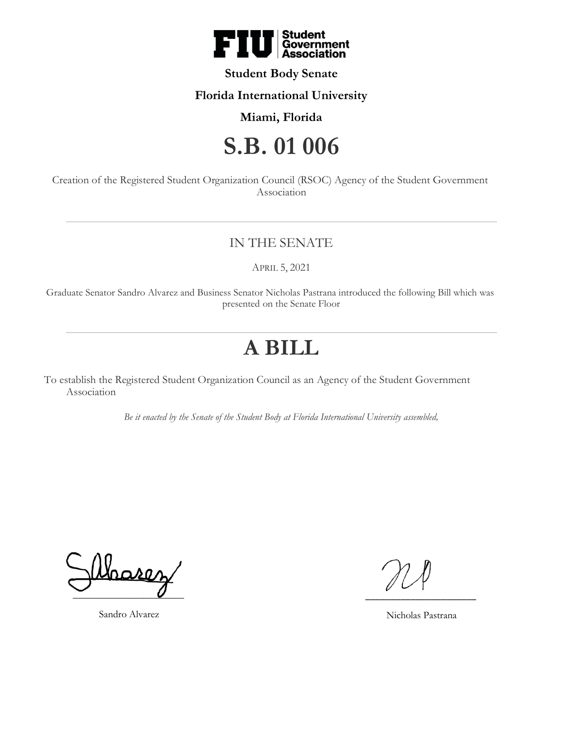**Student Body Senate**

**Florida International University**

**Miami, Florida**

# S.B. 01 006

Creation of the Registered Student Organization Council (RSOC) Agency of the Student Government Association

---

## IN THE SENATE

APRIL 5, 2021

Graduate Senator Sandro Alvarez and Business Senator Nicholas Pastrana introduced the following Bill which was presented on the Senate Floor

---

# A BILL

To establish the Registered Student Organization Council as an Agency of the Student Government Association

*Be it enacted by the Senate of the Student Body at Florida International University assembled,*

\_\_\_\_\_\_\_\_\_\_\_\_\_\_\_\_\_\_\_\_

Sandro Alvarez

\_\_\_\_\_\_\_\_\_\_\_\_\_\_\_\_\_\_\_\_

Nicholas Pastrana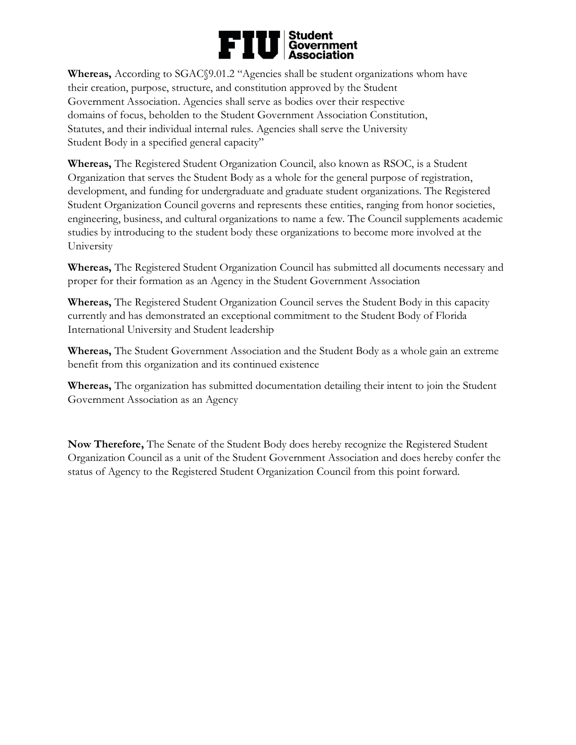**Whereas,** According to SGAC§9.01.2 "Agencies shall be student organizations whom have their creation, purpose, structure, and constitution approved by the Student Government Association. Agencies shall serve as bodies over their respective domains of focus, beholden to the Student Government Association Constitution, Statutes, and their individual internal rules. Agencies shall serve the University Student Body in a specified general capacity"

**Whereas,** The Registered Student Organization Council, also known as RSOC, is a Student Organization that serves the Student Body as a whole for the general purpose of registration, development, and funding for undergraduate and graduate student organizations. The Registered Student Organization Council governs and represents these entities, ranging from honor societies, engineering, business, and cultural organizations to name a few. The Council supplements academic studies by introducing to the student body these organizations to become more involved at the University

**Whereas,** The Registered Student Organization Council has submitted all documents necessary and proper for their formation as an Agency in the Student Government Association

**Whereas,** The Registered Student Organization Council serves the Student Body in this capacity currently and has demonstrated an exceptional commitment to the Student Body of Florida International University and Student leadership

**Whereas,** The Student Government Association and the Student Body as a whole gain an extreme benefit from this organization and its continued existence

**Whereas,** The organization has submitted documentation detailing their intent to join the Student Government Association as an Agency

**Now Therefore,** The Senate of the Student Body does hereby recognize the Registered Student Organization Council as a unit of the Student Government Association and does hereby confer the status of Agency to the Registered Student Organization Council from this point forward.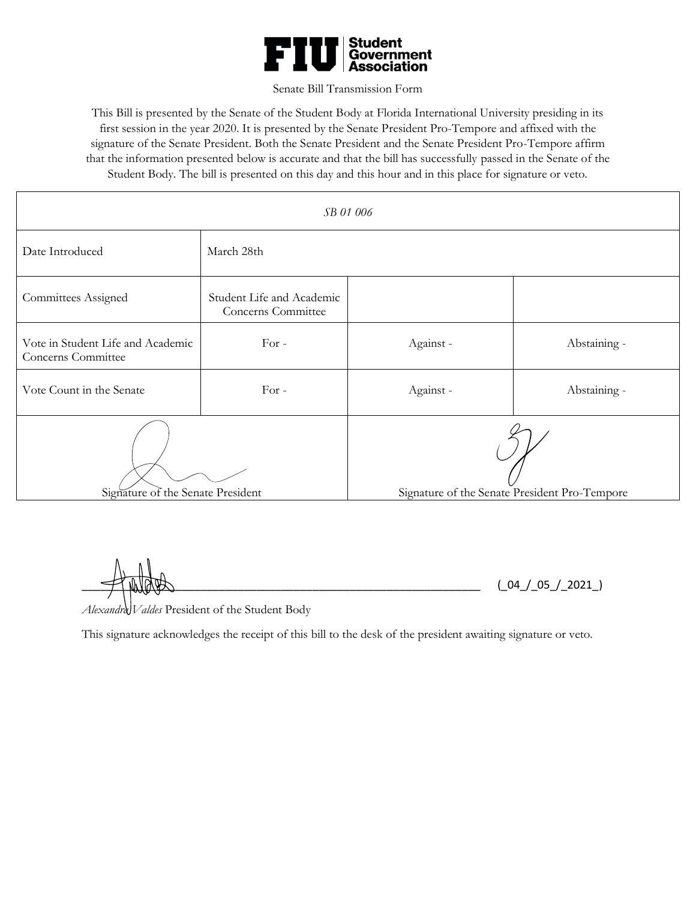**FIU | Student Government Association**

Senate Bill Transmission Form

This Bill is presented by the Senate of the Student Body at Florida International University presiding in its first session in the year 2020. It is presented by the Senate President Pro-Tempore and affixed with the signature of the Senate President. Both the Senate President and the Senate President Pro-Tempore affirm that the information presented below is accurate and that the bill has successfully passed in the Senate of the Student Body. The bill is presented on this day and this hour and in this place for signature or veto.

| *SB 01 006* | | | |
|---|---|---|---|
| Date Introduced | March 28th | | |
| Committees Assigned | Student Life and Academic Concerns Committee | | |
| Vote in Student Life and Academic Concerns Committee | For - | Against - | Abstaining - |
| Vote Count in the Senate | For - | Against - | Abstaining - |
| Signature of the Senate President | | Signature of the Senate President Pro-Tempore | |

\_\_\_\_\_\_\_\_\_\_\_\_\_\_\_\_\_\_\_\_\_\_\_\_\_\_\_\_\_\_\_\_\_\_\_\_\_\_\_\_\_\_\_\_\_\_\_\_\_\_\_\_\_\_\_\_\_\_\_\_ (\_04\_/\_05\_/\_2021\_)

*Alexandra Valdes* President of the Student Body

This signature acknowledges the receipt of this bill to the desk of the president awaiting signature or veto.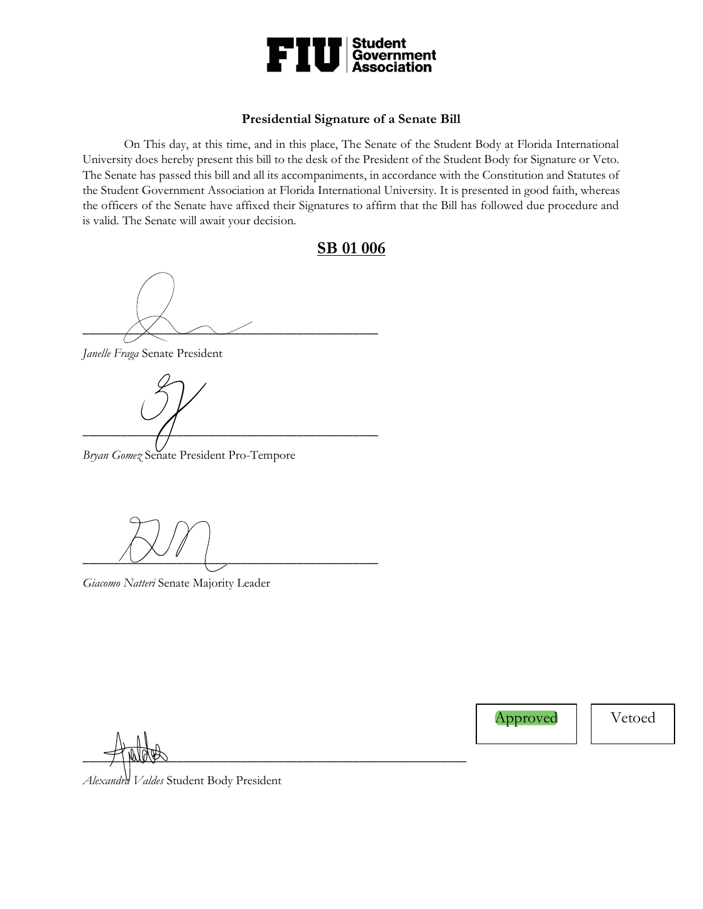**FIU Student Government Association**

**Presidential Signature of a Senate Bill**

On This day, at this time, and in this place, The Senate of the Student Body at Florida International University does hereby present this bill to the desk of the President of the Student Body for Signature or Veto. The Senate has passed this bill and all its accompaniments, in accordance with the Constitution and Statutes of the Student Government Association at Florida International University. It is presented in good faith, whereas the officers of the Senate have affixed their Signatures to affirm that the Bill has followed due procedure and is valid. The Senate will await your decision.

## SB 01 006

\_\_\_\_\_\_\_\_\_\_\_\_\_\_\_\_\_\_\_\_\_\_\_\_\_\_\_\_\_\_\_\_\_\_\_\_\_\_\_\_\_\_\_\_

*Janelle Fraga* Senate President

\_\_\_\_\_\_\_\_\_\_\_\_\_\_\_\_\_\_\_\_\_\_\_\_\_\_\_\_\_\_\_\_\_\_\_\_\_\_\_\_\_\_\_\_

*Bryan Gomez* Senate President Pro-Tempore

\_\_\_\_\_\_\_\_\_\_\_\_\_\_\_\_\_\_\_\_\_\_\_\_\_\_\_\_\_\_\_\_\_\_\_\_\_\_\_\_\_\_\_\_

*Giacomo Natteri* Senate Majority Leader

\_\_\_\_\_\_\_\_\_\_\_\_\_\_\_\_\_\_\_\_\_\_\_\_\_\_\_\_\_\_\_\_\_\_\_\_\_\_\_\_\_\_\_\_\_\_\_\_\_\_\_\_\_\_\_\_

*Alexandra Valdes* Student Body President

| | |
|---|---|
| Approved (highlighted) | Vetoed |